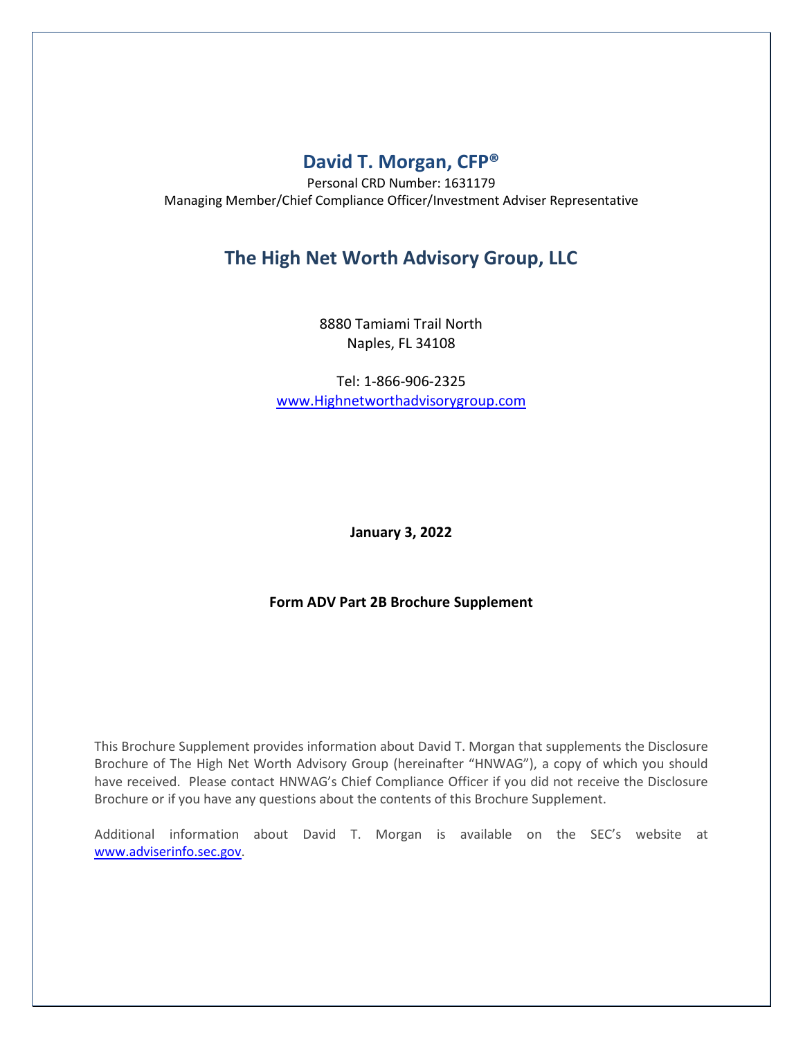# David T. Morgan, CFP®

Personal CRD Number: 1631179
Managing Member/Chief Compliance Officer/Investment Adviser Representative

## The High Net Worth Advisory Group, LLC

8880 Tamiami Trail North
Naples, FL 34108

Tel: 1-866-906-2325
www.Highnetworthadvisorygroup.com

**January 3, 2022**

**Form ADV Part 2B Brochure Supplement**

This Brochure Supplement provides information about David T. Morgan that supplements the Disclosure Brochure of The High Net Worth Advisory Group (hereinafter "HNWAG"), a copy of which you should have received. Please contact HNWAG's Chief Compliance Officer if you did not receive the Disclosure Brochure or if you have any questions about the contents of this Brochure Supplement.

Additional information about David T. Morgan is available on the SEC's website at www.adviserinfo.sec.gov.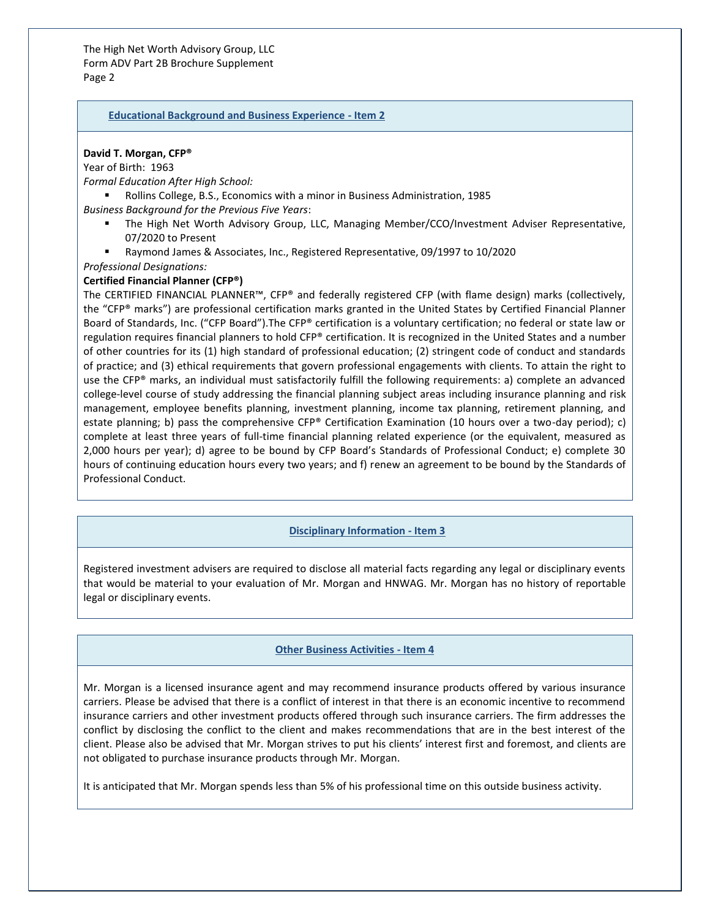## Educational Background and Business Experience - Item 2

**David T. Morgan, CFP®**

Year of Birth: 1963

*Formal Education After High School:*

- Rollins College, B.S., Economics with a minor in Business Administration, 1985

*Business Background for the Previous Five Years*:

- The High Net Worth Advisory Group, LLC, Managing Member/CCO/Investment Adviser Representative, 07/2020 to Present
- Raymond James & Associates, Inc., Registered Representative, 09/1997 to 10/2020

*Professional Designations:*

**Certified Financial Planner (CFP®)**

The CERTIFIED FINANCIAL PLANNER™, CFP® and federally registered CFP (with flame design) marks (collectively, the "CFP® marks") are professional certification marks granted in the United States by Certified Financial Planner Board of Standards, Inc. ("CFP Board").The CFP® certification is a voluntary certification; no federal or state law or regulation requires financial planners to hold CFP® certification. It is recognized in the United States and a number of other countries for its (1) high standard of professional education; (2) stringent code of conduct and standards of practice; and (3) ethical requirements that govern professional engagements with clients. To attain the right to use the CFP® marks, an individual must satisfactorily fulfill the following requirements: a) complete an advanced college-level course of study addressing the financial planning subject areas including insurance planning and risk management, employee benefits planning, investment planning, income tax planning, retirement planning, and estate planning; b) pass the comprehensive CFP® Certification Examination (10 hours over a two-day period); c) complete at least three years of full-time financial planning related experience (or the equivalent, measured as 2,000 hours per year); d) agree to be bound by CFP Board's Standards of Professional Conduct; e) complete 30 hours of continuing education hours every two years; and f) renew an agreement to be bound by the Standards of Professional Conduct.

## Disciplinary Information - Item 3

Registered investment advisers are required to disclose all material facts regarding any legal or disciplinary events that would be material to your evaluation of Mr. Morgan and HNWAG. Mr. Morgan has no history of reportable legal or disciplinary events.

## Other Business Activities - Item 4

Mr. Morgan is a licensed insurance agent and may recommend insurance products offered by various insurance carriers. Please be advised that there is a conflict of interest in that there is an economic incentive to recommend insurance carriers and other investment products offered through such insurance carriers. The firm addresses the conflict by disclosing the conflict to the client and makes recommendations that are in the best interest of the client. Please also be advised that Mr. Morgan strives to put his clients' interest first and foremost, and clients are not obligated to purchase insurance products through Mr. Morgan.

It is anticipated that Mr. Morgan spends less than 5% of his professional time on this outside business activity.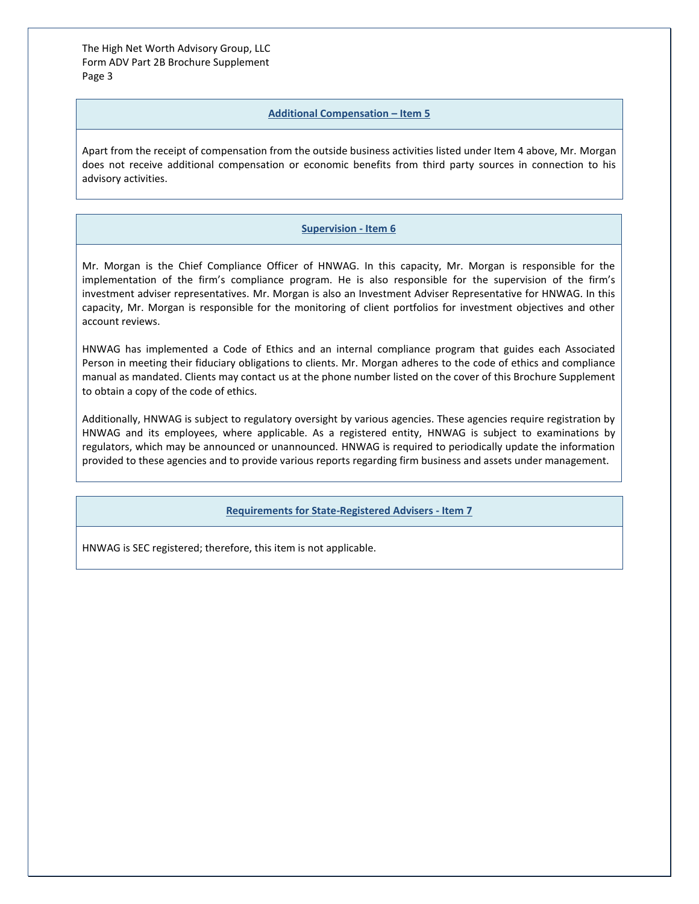## Additional Compensation – Item 5

Apart from the receipt of compensation from the outside business activities listed under Item 4 above, Mr. Morgan does not receive additional compensation or economic benefits from third party sources in connection to his advisory activities.

## Supervision - Item 6

Mr. Morgan is the Chief Compliance Officer of HNWAG. In this capacity, Mr. Morgan is responsible for the implementation of the firm's compliance program. He is also responsible for the supervision of the firm's investment adviser representatives. Mr. Morgan is also an Investment Adviser Representative for HNWAG. In this capacity, Mr. Morgan is responsible for the monitoring of client portfolios for investment objectives and other account reviews.

HNWAG has implemented a Code of Ethics and an internal compliance program that guides each Associated Person in meeting their fiduciary obligations to clients. Mr. Morgan adheres to the code of ethics and compliance manual as mandated. Clients may contact us at the phone number listed on the cover of this Brochure Supplement to obtain a copy of the code of ethics.

Additionally, HNWAG is subject to regulatory oversight by various agencies. These agencies require registration by HNWAG and its employees, where applicable. As a registered entity, HNWAG is subject to examinations by regulators, which may be announced or unannounced. HNWAG is required to periodically update the information provided to these agencies and to provide various reports regarding firm business and assets under management.

## Requirements for State-Registered Advisers - Item 7

HNWAG is SEC registered; therefore, this item is not applicable.